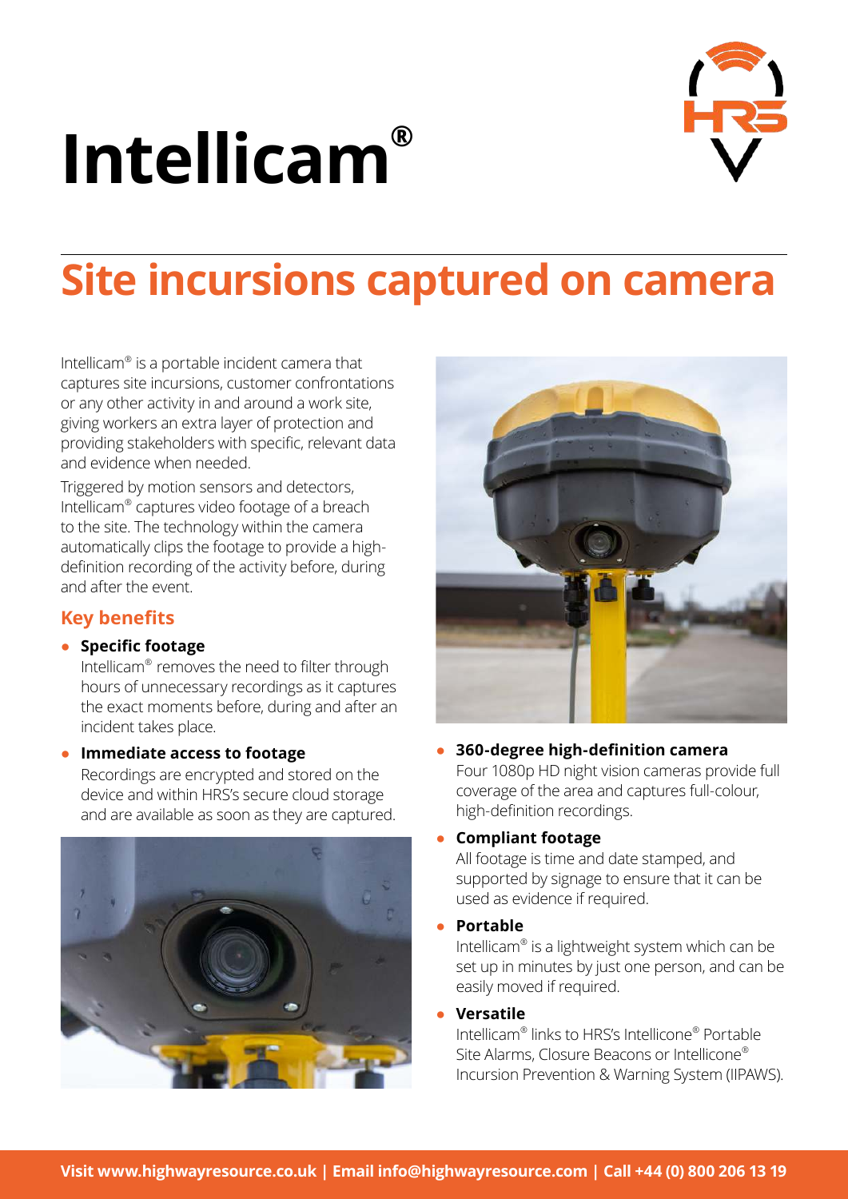# Intellicam®

## Site incursions captured on camera

Intellicam® is a portable incident camera that captures site incursions, customer confrontations or any other activity in and around a work site, giving workers an extra layer of protection and providing stakeholders with specific, relevant data and evidence when needed.

Triggered by motion sensors and detectors, Intellicam® captures video footage of a breach to the site. The technology within the camera automatically clips the footage to provide a high-definition recording of the activity before, during and after the event.

### Key benefits

- **Specific footage**
  Intellicam® removes the need to filter through hours of unnecessary recordings as it captures the exact moments before, during and after an incident takes place.
- **Immediate access to footage**
  Recordings are encrypted and stored on the device and within HRS's secure cloud storage and are available as soon as they are captured.
- **360-degree high-definition camera**
  Four 1080p HD night vision cameras provide full coverage of the area and captures full-colour, high-definition recordings.
- **Compliant footage**
  All footage is time and date stamped, and supported by signage to ensure that it can be used as evidence if required.
- **Portable**
  Intellicam® is a lightweight system which can be set up in minutes by just one person, and can be easily moved if required.
- **Versatile**
  Intellicam® links to HRS's Intellicone® Portable Site Alarms, Closure Beacons or Intellicone® Incursion Prevention & Warning System (IIPAWS).

**Visit www.highwayresource.co.uk | Email info@highwayresource.com | Call +44 (0) 800 206 13 19**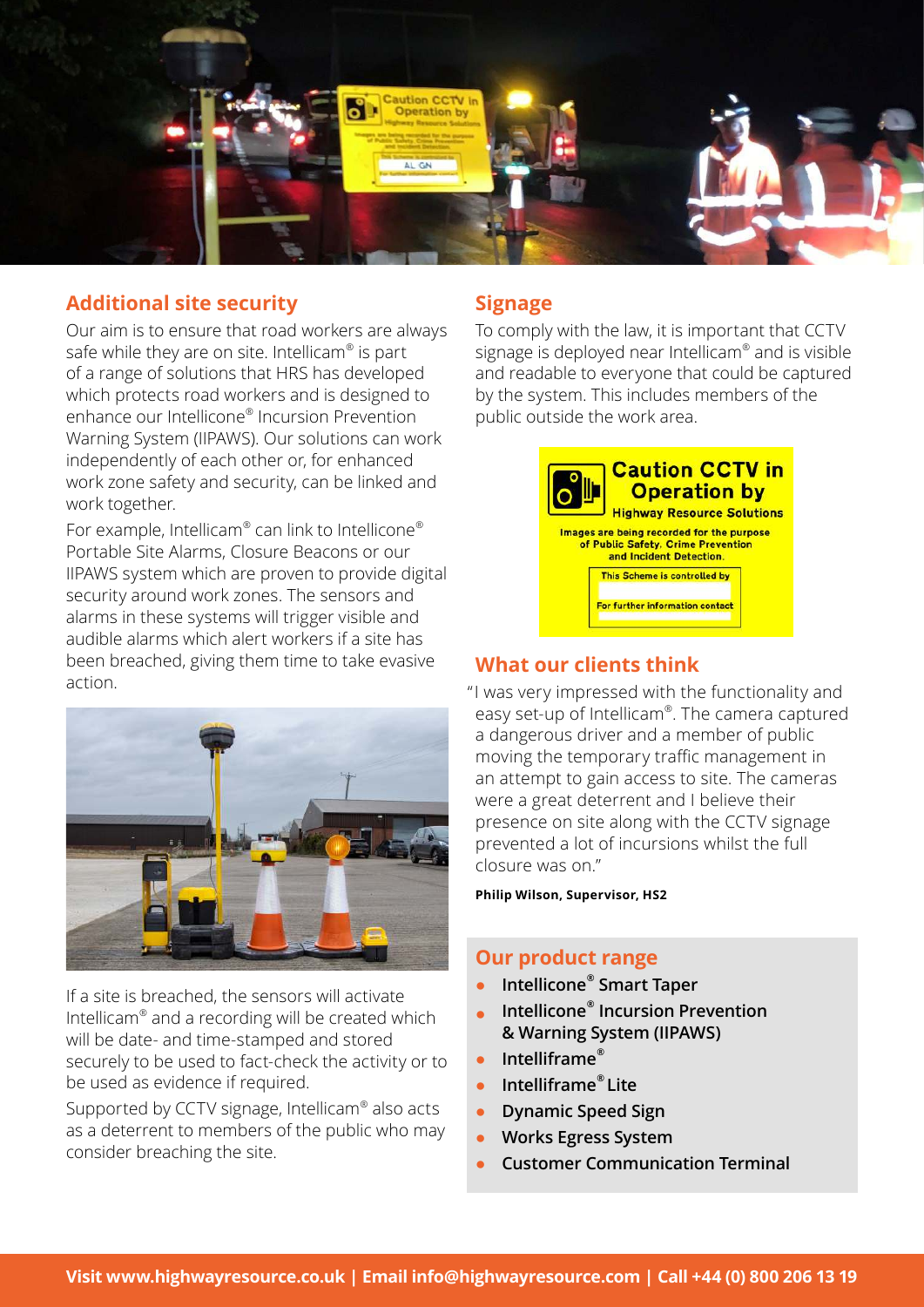## Additional site security

Our aim is to ensure that road workers are always safe while they are on site. Intellicam® is part of a range of solutions that HRS has developed which protects road workers and is designed to enhance our Intellicone® Incursion Prevention Warning System (IIPAWS). Our solutions can work independently of each other or, for enhanced work zone safety and security, can be linked and work together.

For example, Intellicam® can link to Intellicone® Portable Site Alarms, Closure Beacons or our IIPAWS system which are proven to provide digital security around work zones. The sensors and alarms in these systems will trigger visible and audible alarms which alert workers if a site has been breached, giving them time to take evasive action.

If a site is breached, the sensors will activate Intellicam® and a recording will be created which will be date- and time-stamped and stored securely to be used to fact-check the activity or to be used as evidence if required.

Supported by CCTV signage, Intellicam® also acts as a deterrent to members of the public who may consider breaching the site.

## Signage

To comply with the law, it is important that CCTV signage is deployed near Intellicam® and is visible and readable to everyone that could be captured by the system. This includes members of the public outside the work area.

**Caution CCTV in Operation by**
**Highway Resource Solutions**
Images are being recorded for the purpose of Public Safety, Crime Prevention and Incident Detection.
This Scheme is controlled by
For further information contact

## What our clients think

"I was very impressed with the functionality and easy set-up of Intellicam®. The camera captured a dangerous driver and a member of public moving the temporary traffic management in an attempt to gain access to site. The cameras were a great deterrent and I believe their presence on site along with the CCTV signage prevented a lot of incursions whilst the full closure was on."

**Philip Wilson, Supervisor, HS2**

## Our product range

- **Intellicone® Smart Taper**
- **Intellicone® Incursion Prevention & Warning System (IIPAWS)**
- **Intelliframe®**
- **Intelliframe® Lite**
- **Dynamic Speed Sign**
- **Works Egress System**
- **Customer Communication Terminal**

**Visit www.highwayresource.co.uk | Email info@highwayresource.com | Call +44 (0) 800 206 13 19**